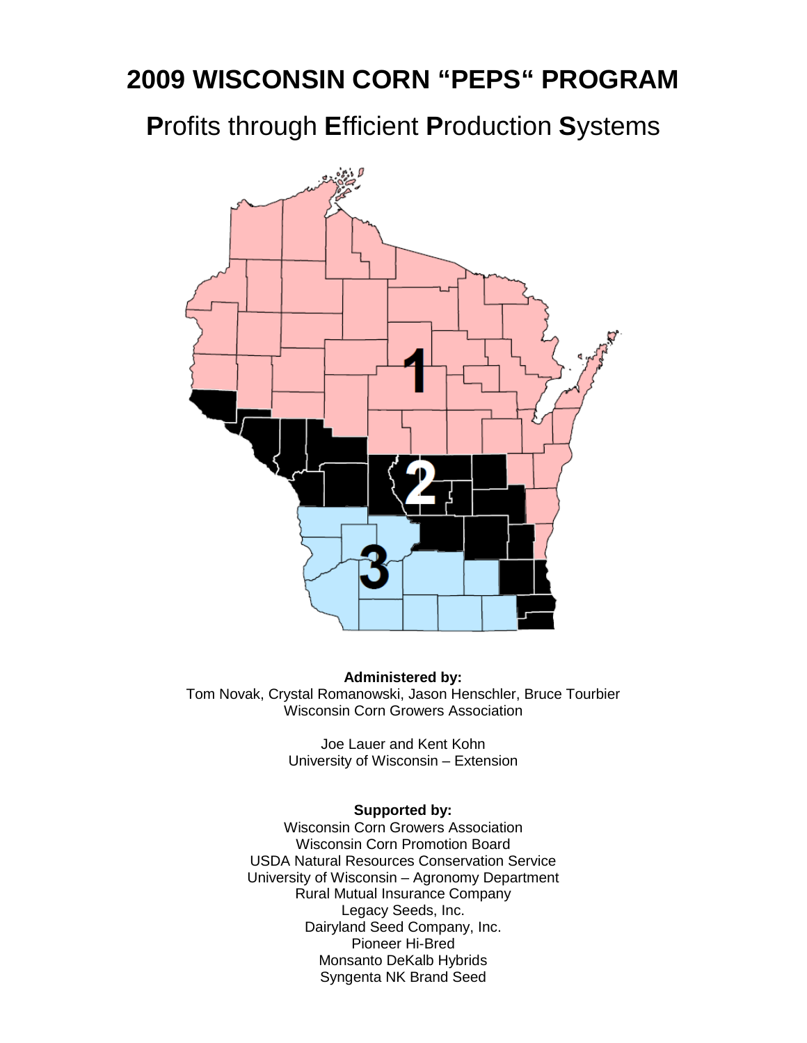# 2009 WISCONSIN CORN "PEPS" PROGRAM

## **P**rofits through **E**fficient **P**roduction **S**ystems

**Administered by:**
Tom Novak, Crystal Romanowski, Jason Henschler, Bruce Tourbier
Wisconsin Corn Growers Association

Joe Lauer and Kent Kohn
University of Wisconsin – Extension

**Supported by:**
Wisconsin Corn Growers Association
Wisconsin Corn Promotion Board
USDA Natural Resources Conservation Service
University of Wisconsin – Agronomy Department
Rural Mutual Insurance Company
Legacy Seeds, Inc.
Dairyland Seed Company, Inc.
Pioneer Hi-Bred
Monsanto DeKalb Hybrids
Syngenta NK Brand Seed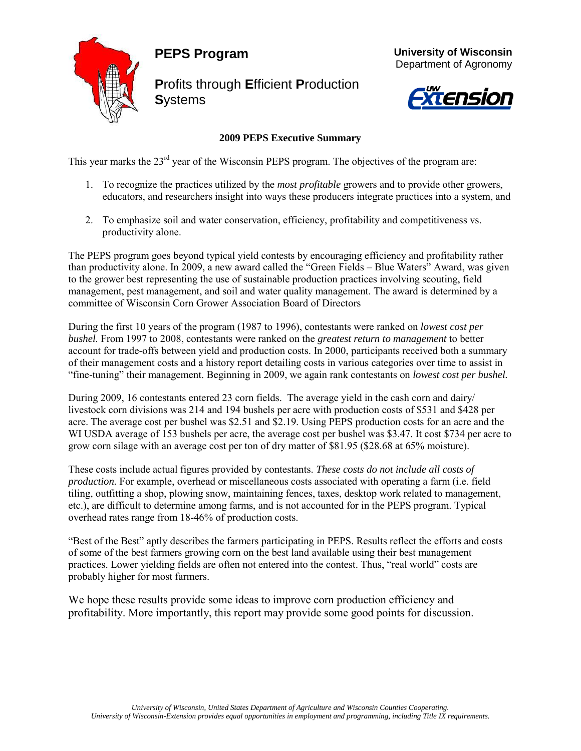# PEPS Program

**P**rofits through **E**fficient **P**roduction **S**ystems

**University of Wisconsin**
Department of Agronomy

## 2009 PEPS Executive Summary

This year marks the 23rd year of the Wisconsin PEPS program. The objectives of the program are:

1. To recognize the practices utilized by the *most profitable* growers and to provide other growers, educators, and researchers insight into ways these producers integrate practices into a system, and
2. To emphasize soil and water conservation, efficiency, profitability and competitiveness vs. productivity alone.

The PEPS program goes beyond typical yield contests by encouraging efficiency and profitability rather than productivity alone. In 2009, a new award called the "Green Fields – Blue Waters" Award, was given to the grower best representing the use of sustainable production practices involving scouting, field management, pest management, and soil and water quality management. The award is determined by a committee of Wisconsin Corn Grower Association Board of Directors

During the first 10 years of the program (1987 to 1996), contestants were ranked on *lowest cost per bushel.* From 1997 to 2008, contestants were ranked on the *greatest return to management* to better account for trade-offs between yield and production costs. In 2000, participants received both a summary of their management costs and a history report detailing costs in various categories over time to assist in "fine-tuning" their management. Beginning in 2009, we again rank contestants on *lowest cost per bushel.*

During 2009, 16 contestants entered 23 corn fields. The average yield in the cash corn and dairy/ livestock corn divisions was 214 and 194 bushels per acre with production costs of $531 and $428 per acre. The average cost per bushel was $2.51 and $2.19. Using PEPS production costs for an acre and the WI USDA average of 153 bushels per acre, the average cost per bushel was $3.47. It cost $734 per acre to grow corn silage with an average cost per ton of dry matter of $81.95 ($28.68 at 65% moisture).

These costs include actual figures provided by contestants. *These costs do not include all costs of production.* For example, overhead or miscellaneous costs associated with operating a farm (i.e. field tiling, outfitting a shop, plowing snow, maintaining fences, taxes, desktop work related to management, etc.), are difficult to determine among farms, and is not accounted for in the PEPS program. Typical overhead rates range from 18-46% of production costs.

"Best of the Best" aptly describes the farmers participating in PEPS. Results reflect the efforts and costs of some of the best farmers growing corn on the best land available using their best management practices. Lower yielding fields are often not entered into the contest. Thus, "real world" costs are probably higher for most farmers.

We hope these results provide some ideas to improve corn production efficiency and profitability. More importantly, this report may provide some good points for discussion.

*University of Wisconsin, United States Department of Agriculture and Wisconsin Counties Cooperating. University of Wisconsin-Extension provides equal opportunities in employment and programming, including Title IX requirements.*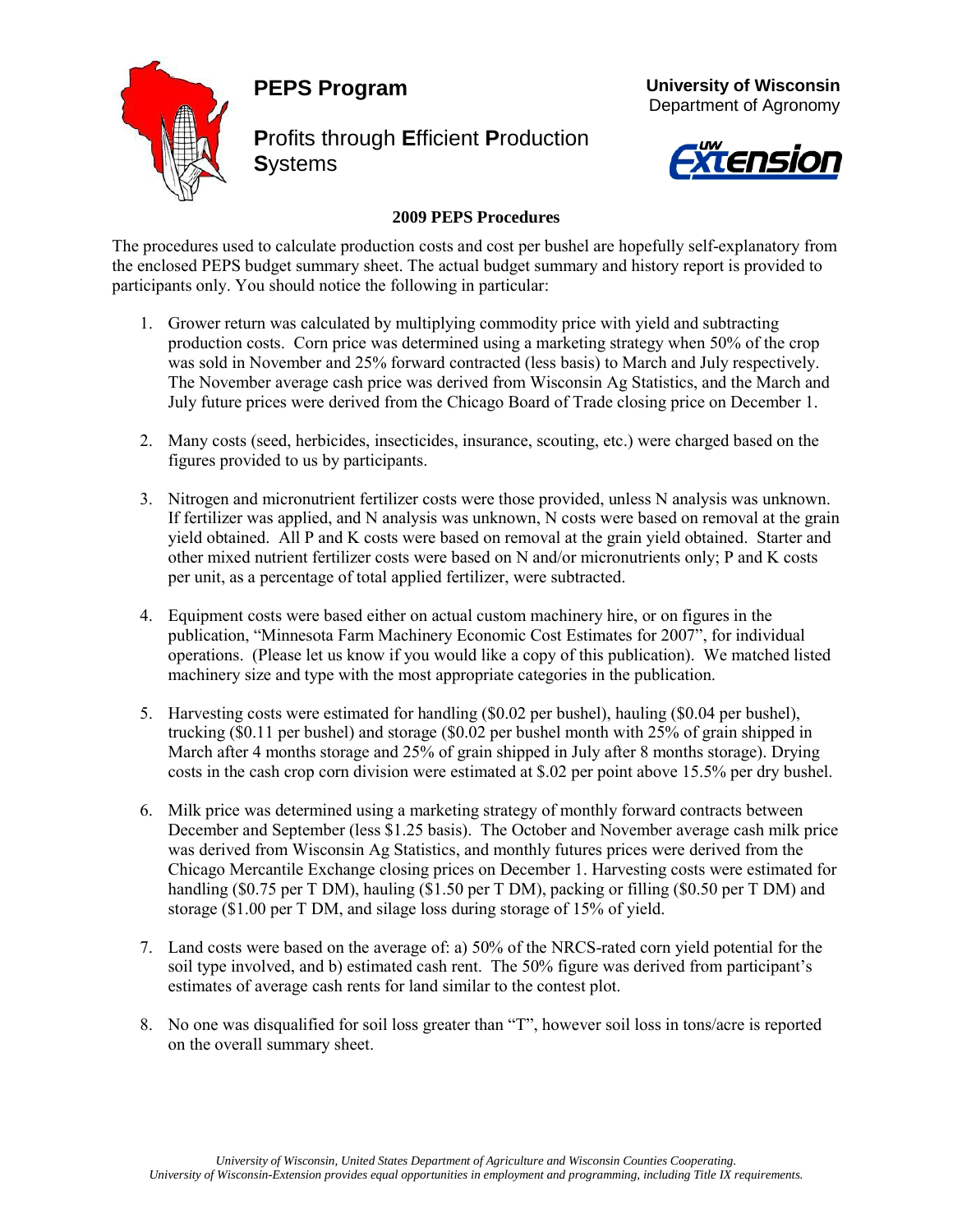# PEPS Program

**University of Wisconsin**
Department of Agronomy

**P**rofits through **E**fficient **P**roduction **S**ystems

## 2009 PEPS Procedures

The procedures used to calculate production costs and cost per bushel are hopefully self-explanatory from the enclosed PEPS budget summary sheet. The actual budget summary and history report is provided to participants only. You should notice the following in particular:

1. Grower return was calculated by multiplying commodity price with yield and subtracting production costs. Corn price was determined using a marketing strategy when 50% of the crop was sold in November and 25% forward contracted (less basis) to March and July respectively. The November average cash price was derived from Wisconsin Ag Statistics, and the March and July future prices were derived from the Chicago Board of Trade closing price on December 1.

2. Many costs (seed, herbicides, insecticides, insurance, scouting, etc.) were charged based on the figures provided to us by participants.

3. Nitrogen and micronutrient fertilizer costs were those provided, unless N analysis was unknown. If fertilizer was applied, and N analysis was unknown, N costs were based on removal at the grain yield obtained. All P and K costs were based on removal at the grain yield obtained. Starter and other mixed nutrient fertilizer costs were based on N and/or micronutrients only; P and K costs per unit, as a percentage of total applied fertilizer, were subtracted.

4. Equipment costs were based either on actual custom machinery hire, or on figures in the publication, "Minnesota Farm Machinery Economic Cost Estimates for 2007", for individual operations. (Please let us know if you would like a copy of this publication). We matched listed machinery size and type with the most appropriate categories in the publication.

5. Harvesting costs were estimated for handling ($0.02 per bushel), hauling ($0.04 per bushel), trucking ($0.11 per bushel) and storage ($0.02 per bushel month with 25% of grain shipped in March after 4 months storage and 25% of grain shipped in July after 8 months storage). Drying costs in the cash crop corn division were estimated at $.02 per point above 15.5% per dry bushel.

6. Milk price was determined using a marketing strategy of monthly forward contracts between December and September (less $1.25 basis). The October and November average cash milk price was derived from Wisconsin Ag Statistics, and monthly futures prices were derived from the Chicago Mercantile Exchange closing prices on December 1. Harvesting costs were estimated for handling ($0.75 per T DM), hauling ($1.50 per T DM), packing or filling ($0.50 per T DM) and storage ($1.00 per T DM, and silage loss during storage of 15% of yield.

7. Land costs were based on the average of: a) 50% of the NRCS-rated corn yield potential for the soil type involved, and b) estimated cash rent. The 50% figure was derived from participant's estimates of average cash rents for land similar to the contest plot.

8. No one was disqualified for soil loss greater than "T", however soil loss in tons/acre is reported on the overall summary sheet.

*University of Wisconsin, United States Department of Agriculture and Wisconsin Counties Cooperating.*
*University of Wisconsin-Extension provides equal opportunities in employment and programming, including Title IX requirements.*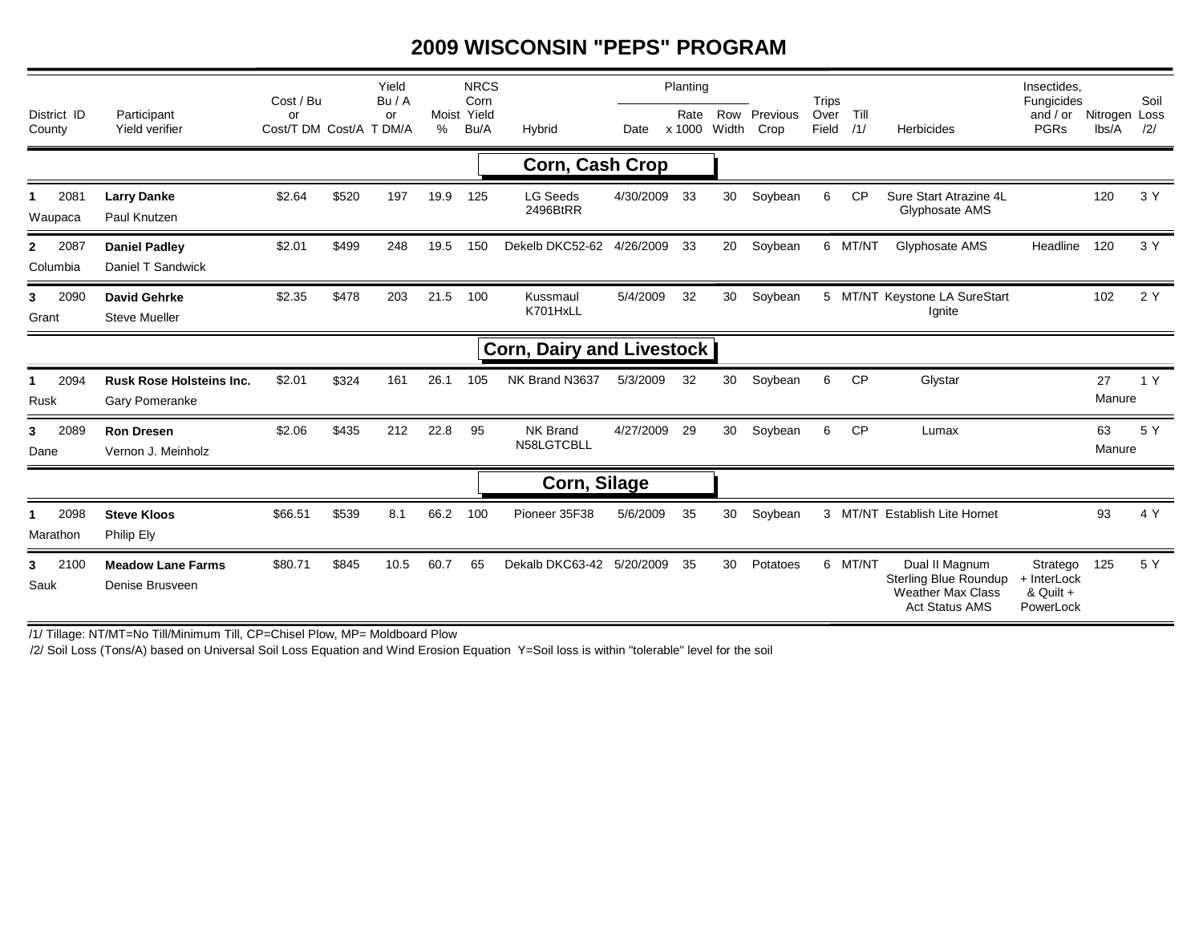# 2009 WISCONSIN "PEPS" PROGRAM

| District ID County | Participant Yield verifier | Cost / Bu or Cost/T DM | Cost/A | Yield Bu / A or T DM/A | Moist % | NRCS Corn Yield Bu/A | Hybrid | Planting Date | Planting Rate x 1000 | Planting Row Width | Previous Crop | Trips Over Field | Till /1/ | Herbicides | Insecticides, Fungicides and / or PGRs | Nitrogen lbs/A | Soil Loss /2/ |
|---|---|---|---|---|---|---|---|---|---|---|---|---|---|---|---|---|---|
| | | | | | | | **Corn, Cash Crop** | | | | | | | | | | |
| 1 2081 Waupaca | **Larry Danke** Paul Knutzen | $2.64 | $520 | 197 | 19.9 | 125 | LG Seeds 2496BtRR | 4/30/2009 | 33 | 30 | Soybean | 6 | CP | Sure Start Atrazine 4L Glyphosate AMS | | 120 | 3 Y |
| 2 2087 Columbia | **Daniel Padley** Daniel T Sandwick | $2.01 | $499 | 248 | 19.5 | 150 | Dekelb DKC52-62 | 4/26/2009 | 33 | 20 | Soybean | 6 | MT/NT | Glyphosate AMS | Headline | 120 | 3 Y |
| 3 2090 Grant | **David Gehrke** Steve Mueller | $2.35 | $478 | 203 | 21.5 | 100 | Kussmaul K701HxLL | 5/4/2009 | 32 | 30 | Soybean | 5 | MT/NT | Keystone LA SureStart Ignite | | 102 | 2 Y |
| | | | | | | | **Corn, Dairy and Livestock** | | | | | | | | | | |
| 1 2094 Rusk | **Rusk Rose Holsteins Inc.** Gary Pomeranke | $2.01 | $324 | 161 | 26.1 | 105 | NK Brand N3637 | 5/3/2009 | 32 | 30 | Soybean | 6 | CP | Glystar | | 27 Manure | 1 Y |
| 3 2089 Dane | **Ron Dresen** Vernon J. Meinholz | $2.06 | $435 | 212 | 22.8 | 95 | NK Brand N58LGTCBLL | 4/27/2009 | 29 | 30 | Soybean | 6 | CP | Lumax | | 63 Manure | 5 Y |
| | | | | | | | **Corn, Silage** | | | | | | | | | | |
| 1 2098 Marathon | **Steve Kloos** Philip Ely | $66.51 | $539 | 8.1 | 66.2 | 100 | Pioneer 35F38 | 5/6/2009 | 35 | 30 | Soybean | 3 | MT/NT | Establish Lite Hornet | | 93 | 4 Y |
| 3 2100 Sauk | **Meadow Lane Farms** Denise Brusveen | $80.71 | $845 | 10.5 | 60.7 | 65 | Dekalb DKC63-42 | 5/20/2009 | 35 | 30 | Potatoes | 6 | MT/NT | Dual II Magnum Sterling Blue Roundup Weather Max Class Act Status AMS | Stratego + InterLock & Quilt + PowerLock | 125 | 5 Y |

/1/ Tillage: NT/MT=No Till/Minimum Till, CP=Chisel Plow, MP= Moldboard Plow

/2/ Soil Loss (Tons/A) based on Universal Soil Loss Equation and Wind Erosion Equation Y=Soil loss is within "tolerable" level for the soil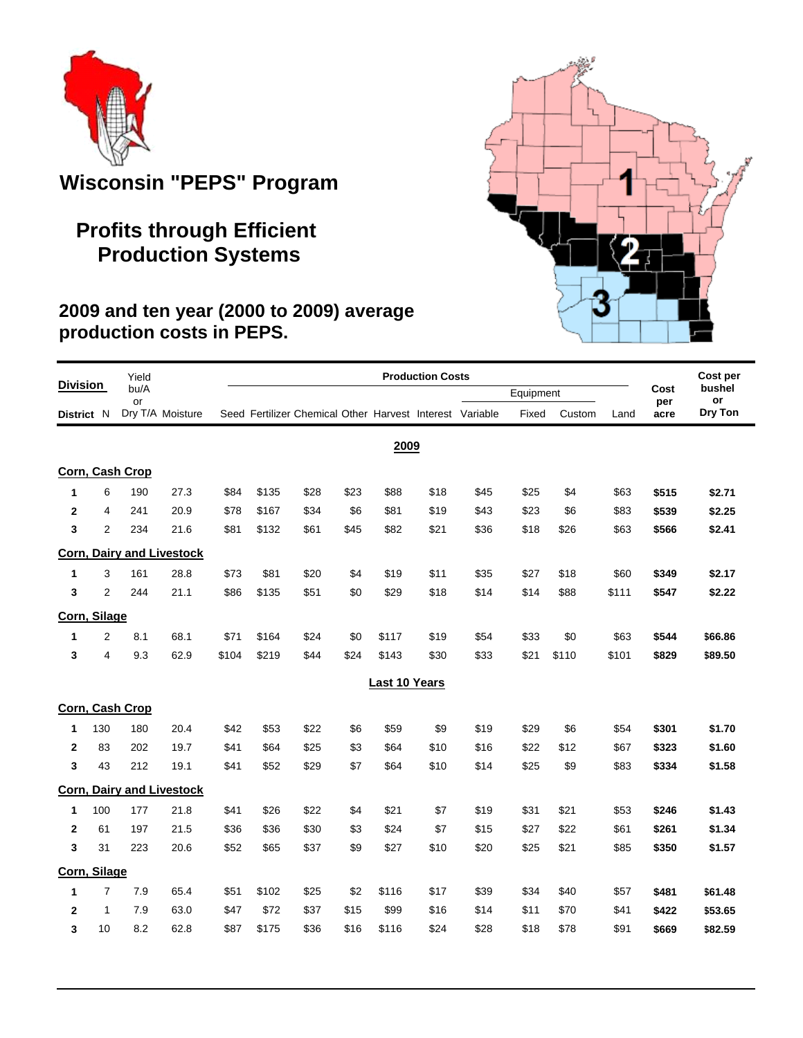# Wisconsin "PEPS" Program

## Profits through Efficient Production Systems

### 2009 and ten year (2000 to 2009) average production costs in PEPS.

| Division District | N | Yield bu/A or Dry T/A | Moisture | Seed | Fertilizer | Chemical | Other | Harvest | Interest | Equipment Variable | Equipment Fixed | Equipment Custom | Land | Cost per acre | Cost per bushel or Dry Ton |
|---|---|---|---|---|---|---|---|---|---|---|---|---|---|---|---|
| **2009** | | | | | | | | | | | | | | | |
| **Corn, Cash Crop** | | | | | | | | | | | | | | | |
| 1 | 6 | 190 | 27.3 | $84 | $135 | $28 | $23 | $88 | $18 | $45 | $25 | $4 | $63 | **$515** | **$2.71** |
| 2 | 4 | 241 | 20.9 | $78 | $167 | $34 | $6 | $81 | $19 | $43 | $23 | $6 | $83 | **$539** | **$2.25** |
| 3 | 2 | 234 | 21.6 | $81 | $132 | $61 | $45 | $82 | $21 | $36 | $18 | $26 | $63 | **$566** | **$2.41** |
| **Corn, Dairy and Livestock** | | | | | | | | | | | | | | | |
| 1 | 3 | 161 | 28.8 | $73 | $81 | $20 | $4 | $19 | $11 | $35 | $27 | $18 | $60 | **$349** | **$2.17** |
| 3 | 2 | 244 | 21.1 | $86 | $135 | $51 | $0 | $29 | $18 | $14 | $14 | $88 | $111 | **$547** | **$2.22** |
| **Corn, Silage** | | | | | | | | | | | | | | | |
| 1 | 2 | 8.1 | 68.1 | $71 | $164 | $24 | $0 | $117 | $19 | $54 | $33 | $0 | $63 | **$544** | **$66.86** |
| 3 | 4 | 9.3 | 62.9 | $104 | $219 | $44 | $24 | $143 | $30 | $33 | $21 | $110 | $101 | **$829** | **$89.50** |
| **Last 10 Years** | | | | | | | | | | | | | | | |
| **Corn, Cash Crop** | | | | | | | | | | | | | | | |
| 1 | 130 | 180 | 20.4 | $42 | $53 | $22 | $6 | $59 | $9 | $19 | $29 | $6 | $54 | **$301** | **$1.70** |
| 2 | 83 | 202 | 19.7 | $41 | $64 | $25 | $3 | $64 | $10 | $16 | $22 | $12 | $67 | **$323** | **$1.60** |
| 3 | 43 | 212 | 19.1 | $41 | $52 | $29 | $7 | $64 | $10 | $14 | $25 | $9 | $83 | **$334** | **$1.58** |
| **Corn, Dairy and Livestock** | | | | | | | | | | | | | | | |
| 1 | 100 | 177 | 21.8 | $41 | $26 | $22 | $4 | $21 | $7 | $19 | $31 | $21 | $53 | **$246** | **$1.43** |
| 2 | 61 | 197 | 21.5 | $36 | $36 | $30 | $3 | $24 | $7 | $15 | $27 | $22 | $61 | **$261** | **$1.34** |
| 3 | 31 | 223 | 20.6 | $52 | $65 | $37 | $9 | $27 | $10 | $20 | $25 | $21 | $85 | **$350** | **$1.57** |
| **Corn, Silage** | | | | | | | | | | | | | | | |
| 1 | 7 | 7.9 | 65.4 | $51 | $102 | $25 | $2 | $116 | $17 | $39 | $34 | $40 | $57 | **$481** | **$61.48** |
| 2 | 1 | 7.9 | 63.0 | $47 | $72 | $37 | $15 | $99 | $16 | $14 | $11 | $70 | $41 | **$422** | **$53.65** |
| 3 | 10 | 8.2 | 62.8 | $87 | $175 | $36 | $16 | $116 | $24 | $28 | $18 | $78 | $91 | **$669** | **$82.59** |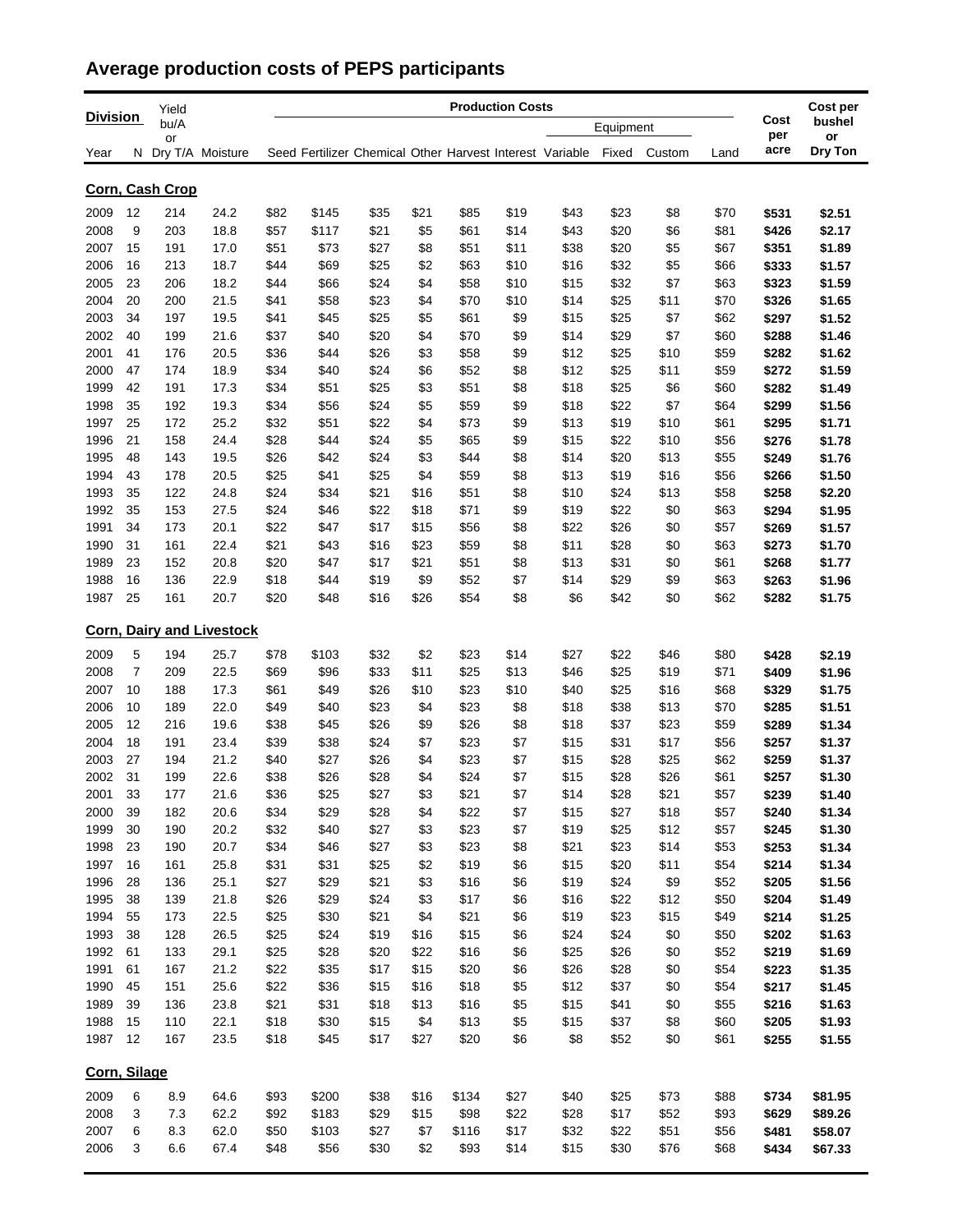# Average production costs of PEPS participants

| Division Year | N | Yield bu/A or Dry T/A | Moisture | Production Costs Seed | Fertilizer | Chemical | Other | Harvest | Interest | Equipment Variable | Fixed | Custom | Land | Cost per acre | Cost per bushel or Dry Ton |
|---|---|---|---|---|---|---|---|---|---|---|---|---|---|---|---|
| **Corn, Cash Crop** | | | | | | | | | | | | | | | |
| 2009 | 12 | 214 | 24.2 | $82 | $145 | $35 | $21 | $85 | $19 | $43 | $23 | $8 | $70 | **$531** | **$2.51** |
| 2008 | 9 | 203 | 18.8 | $57 | $117 | $21 | $5 | $61 | $14 | $43 | $20 | $6 | $81 | **$426** | **$2.17** |
| 2007 | 15 | 191 | 17.0 | $51 | $73 | $27 | $8 | $51 | $11 | $38 | $20 | $5 | $67 | **$351** | **$1.89** |
| 2006 | 16 | 213 | 18.7 | $44 | $69 | $25 | $2 | $63 | $10 | $16 | $32 | $5 | $66 | **$333** | **$1.57** |
| 2005 | 23 | 206 | 18.2 | $44 | $66 | $24 | $4 | $58 | $10 | $15 | $32 | $7 | $63 | **$323** | **$1.59** |
| 2004 | 20 | 200 | 21.5 | $41 | $58 | $23 | $4 | $70 | $10 | $14 | $25 | $11 | $70 | **$326** | **$1.65** |
| 2003 | 34 | 197 | 19.5 | $41 | $45 | $25 | $5 | $61 | $9 | $15 | $25 | $7 | $62 | **$297** | **$1.52** |
| 2002 | 40 | 199 | 21.6 | $37 | $40 | $20 | $4 | $70 | $9 | $14 | $29 | $7 | $60 | **$288** | **$1.46** |
| 2001 | 41 | 176 | 20.5 | $36 | $44 | $26 | $3 | $58 | $9 | $12 | $25 | $10 | $59 | **$282** | **$1.62** |
| 2000 | 47 | 174 | 18.9 | $34 | $40 | $24 | $6 | $52 | $8 | $12 | $25 | $11 | $59 | **$272** | **$1.59** |
| 1999 | 42 | 191 | 17.3 | $34 | $51 | $25 | $3 | $51 | $8 | $18 | $25 | $6 | $60 | **$282** | **$1.49** |
| 1998 | 35 | 192 | 19.3 | $34 | $56 | $24 | $5 | $59 | $9 | $18 | $22 | $7 | $64 | **$299** | **$1.56** |
| 1997 | 25 | 172 | 25.2 | $32 | $51 | $22 | $4 | $73 | $9 | $13 | $19 | $10 | $61 | **$295** | **$1.71** |
| 1996 | 21 | 158 | 24.4 | $28 | $44 | $24 | $5 | $65 | $9 | $15 | $22 | $10 | $56 | **$276** | **$1.78** |
| 1995 | 48 | 143 | 19.5 | $26 | $42 | $24 | $3 | $44 | $8 | $14 | $20 | $13 | $55 | **$249** | **$1.76** |
| 1994 | 43 | 178 | 20.5 | $25 | $41 | $25 | $4 | $59 | $8 | $13 | $19 | $16 | $56 | **$266** | **$1.50** |
| 1993 | 35 | 122 | 24.8 | $24 | $34 | $21 | $16 | $51 | $8 | $10 | $24 | $13 | $58 | **$258** | **$2.20** |
| 1992 | 35 | 153 | 27.5 | $24 | $46 | $22 | $18 | $71 | $9 | $19 | $22 | $0 | $63 | **$294** | **$1.95** |
| 1991 | 34 | 173 | 20.1 | $22 | $47 | $17 | $15 | $56 | $8 | $22 | $26 | $0 | $57 | **$269** | **$1.57** |
| 1990 | 31 | 161 | 22.4 | $21 | $43 | $16 | $23 | $59 | $8 | $11 | $28 | $0 | $63 | **$273** | **$1.70** |
| 1989 | 23 | 152 | 20.8 | $20 | $47 | $17 | $21 | $51 | $8 | $13 | $31 | $0 | $61 | **$268** | **$1.77** |
| 1988 | 16 | 136 | 22.9 | $18 | $44 | $19 | $9 | $52 | $7 | $14 | $29 | $9 | $63 | **$263** | **$1.96** |
| 1987 | 25 | 161 | 20.7 | $20 | $48 | $16 | $26 | $54 | $8 | $6 | $42 | $0 | $62 | **$282** | **$1.75** |
| **Corn, Dairy and Livestock** | | | | | | | | | | | | | | | |
| 2009 | 5 | 194 | 25.7 | $78 | $103 | $32 | $2 | $23 | $14 | $27 | $22 | $46 | $80 | **$428** | **$2.19** |
| 2008 | 7 | 209 | 22.5 | $69 | $96 | $33 | $11 | $25 | $13 | $46 | $25 | $19 | $71 | **$409** | **$1.96** |
| 2007 | 10 | 188 | 17.3 | $61 | $49 | $26 | $10 | $23 | $10 | $40 | $25 | $16 | $68 | **$329** | **$1.75** |
| 2006 | 10 | 189 | 22.0 | $49 | $40 | $23 | $4 | $23 | $8 | $18 | $38 | $13 | $70 | **$285** | **$1.51** |
| 2005 | 12 | 216 | 19.6 | $38 | $45 | $26 | $9 | $26 | $8 | $18 | $37 | $23 | $59 | **$289** | **$1.34** |
| 2004 | 18 | 191 | 23.4 | $39 | $38 | $24 | $7 | $23 | $7 | $15 | $31 | $17 | $56 | **$257** | **$1.37** |
| 2003 | 27 | 194 | 21.2 | $40 | $27 | $26 | $4 | $23 | $7 | $15 | $28 | $25 | $62 | **$259** | **$1.37** |
| 2002 | 31 | 199 | 22.6 | $38 | $26 | $28 | $4 | $24 | $7 | $15 | $28 | $26 | $61 | **$257** | **$1.30** |
| 2001 | 33 | 177 | 21.6 | $36 | $25 | $27 | $3 | $21 | $7 | $14 | $28 | $21 | $57 | **$239** | **$1.40** |
| 2000 | 39 | 182 | 20.6 | $34 | $29 | $28 | $4 | $22 | $7 | $15 | $27 | $18 | $57 | **$240** | **$1.34** |
| 1999 | 30 | 190 | 20.2 | $32 | $40 | $27 | $3 | $23 | $7 | $19 | $25 | $12 | $57 | **$245** | **$1.30** |
| 1998 | 23 | 190 | 20.7 | $34 | $46 | $27 | $3 | $23 | $8 | $21 | $23 | $14 | $53 | **$253** | **$1.34** |
| 1997 | 16 | 161 | 25.8 | $31 | $31 | $25 | $2 | $19 | $6 | $15 | $20 | $11 | $54 | **$214** | **$1.34** |
| 1996 | 28 | 136 | 25.1 | $27 | $29 | $21 | $3 | $16 | $6 | $19 | $24 | $9 | $52 | **$205** | **$1.56** |
| 1995 | 38 | 139 | 21.8 | $26 | $29 | $24 | $3 | $17 | $6 | $16 | $22 | $12 | $50 | **$204** | **$1.49** |
| 1994 | 55 | 173 | 22.5 | $25 | $30 | $21 | $4 | $21 | $6 | $19 | $23 | $15 | $49 | **$214** | **$1.25** |
| 1993 | 38 | 128 | 26.5 | $25 | $24 | $19 | $16 | $15 | $6 | $24 | $24 | $0 | $50 | **$202** | **$1.63** |
| 1992 | 61 | 133 | 29.1 | $25 | $28 | $20 | $22 | $16 | $6 | $25 | $26 | $0 | $52 | **$219** | **$1.69** |
| 1991 | 61 | 167 | 21.2 | $22 | $35 | $17 | $15 | $20 | $6 | $26 | $28 | $0 | $54 | **$223** | **$1.35** |
| 1990 | 45 | 151 | 25.6 | $22 | $36 | $15 | $16 | $18 | $5 | $12 | $37 | $0 | $54 | **$217** | **$1.45** |
| 1989 | 39 | 136 | 23.8 | $21 | $31 | $18 | $13 | $16 | $5 | $15 | $41 | $0 | $55 | **$216** | **$1.63** |
| 1988 | 15 | 110 | 22.1 | $18 | $30 | $15 | $4 | $13 | $5 | $15 | $37 | $8 | $60 | **$205** | **$1.93** |
| 1987 | 12 | 167 | 23.5 | $18 | $45 | $17 | $27 | $20 | $6 | $8 | $52 | $0 | $61 | **$255** | **$1.55** |
| **Corn, Silage** | | | | | | | | | | | | | | | |
| 2009 | 6 | 8.9 | 64.6 | $93 | $200 | $38 | $16 | $134 | $27 | $40 | $25 | $73 | $88 | **$734** | **$81.95** |
| 2008 | 3 | 7.3 | 62.2 | $92 | $183 | $29 | $15 | $98 | $22 | $28 | $17 | $52 | $93 | **$629** | **$89.26** |
| 2007 | 6 | 8.3 | 62.0 | $50 | $103 | $27 | $7 | $116 | $17 | $32 | $22 | $51 | $56 | **$481** | **$58.07** |
| 2006 | 3 | 6.6 | 67.4 | $48 | $56 | $30 | $2 | $93 | $14 | $15 | $30 | $76 | $68 | **$434** | **$67.33** |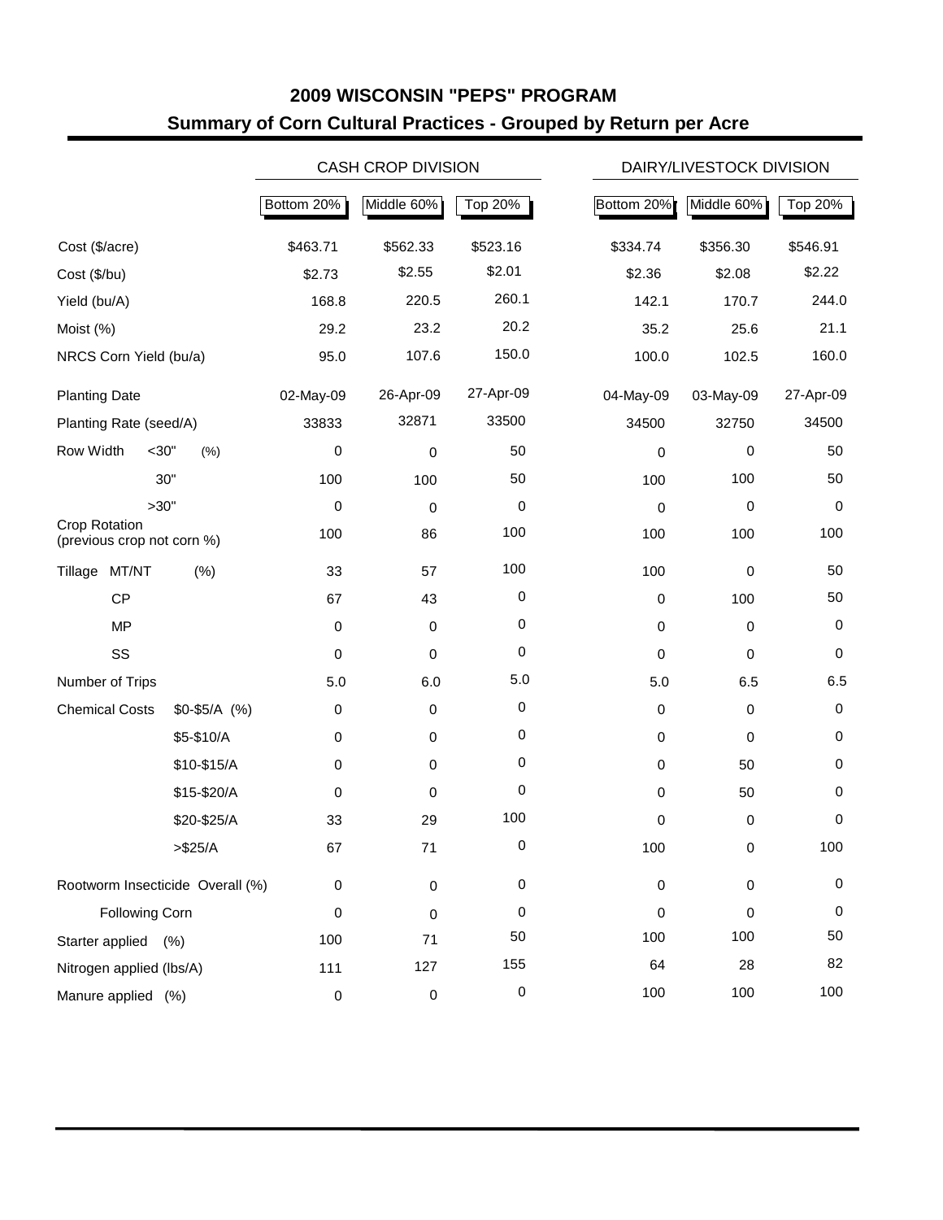# 2009 WISCONSIN "PEPS" PROGRAM

## Summary of Corn Cultural Practices - Grouped by Return per Acre

| | | CASH CROP DIVISION | | | DAIRY/LIVESTOCK DIVISION | | |
|---|---|---|---|---|---|---|---|
| | | Bottom 20% | Middle 60% | Top 20% | Bottom 20% | Middle 60% | Top 20% |
| Cost ($/acre) | | $463.71 | $562.33 | $523.16 | $334.74 | $356.30 | $546.91 |
| Cost ($/bu) | | $2.73 | $2.55 | $2.01 | $2.36 | $2.08 | $2.22 |
| Yield (bu/A) | | 168.8 | 220.5 | 260.1 | 142.1 | 170.7 | 244.0 |
| Moist (%) | | 29.2 | 23.2 | 20.2 | 35.2 | 25.6 | 21.1 |
| NRCS Corn Yield (bu/a) | | 95.0 | 107.6 | 150.0 | 100.0 | 102.5 | 160.0 |
| Planting Date | | 02-May-09 | 26-Apr-09 | 27-Apr-09 | 04-May-09 | 03-May-09 | 27-Apr-09 |
| Planting Rate (seed/A) | | 33833 | 32871 | 33500 | 34500 | 32750 | 34500 |
| Row Width (%) | <30" | 0 | 0 | 50 | 0 | 0 | 50 |
| | 30" | 100 | 100 | 50 | 100 | 100 | 50 |
| | >30" | 0 | 0 | 0 | 0 | 0 | 0 |
| Crop Rotation (previous crop not corn %) | | 100 | 86 | 100 | 100 | 100 | 100 |
| Tillage (%) | MT/NT | 33 | 57 | 100 | 100 | 0 | 50 |
| | CP | 67 | 43 | 0 | 0 | 100 | 50 |
| | MP | 0 | 0 | 0 | 0 | 0 | 0 |
| | SS | 0 | 0 | 0 | 0 | 0 | 0 |
| Number of Trips | | 5.0 | 6.0 | 5.0 | 5.0 | 6.5 | 6.5 |
| Chemical Costs (%) | $0-$5/A | 0 | 0 | 0 | 0 | 0 | 0 |
| | $5-$10/A | 0 | 0 | 0 | 0 | 0 | 0 |
| | $10-$15/A | 0 | 0 | 0 | 0 | 50 | 0 |
| | $15-$20/A | 0 | 0 | 0 | 0 | 50 | 0 |
| | $20-$25/A | 33 | 29 | 100 | 0 | 0 | 0 |
| | >$25/A | 67 | 71 | 0 | 100 | 0 | 100 |
| Rootworm Insecticide Overall (%) | | 0 | 0 | 0 | 0 | 0 | 0 |
| Following Corn | | 0 | 0 | 0 | 0 | 0 | 0 |
| Starter applied (%) | | 100 | 71 | 50 | 100 | 100 | 50 |
| Nitrogen applied (lbs/A) | | 111 | 127 | 155 | 64 | 28 | 82 |
| Manure applied (%) | | 0 | 0 | 0 | 100 | 100 | 100 |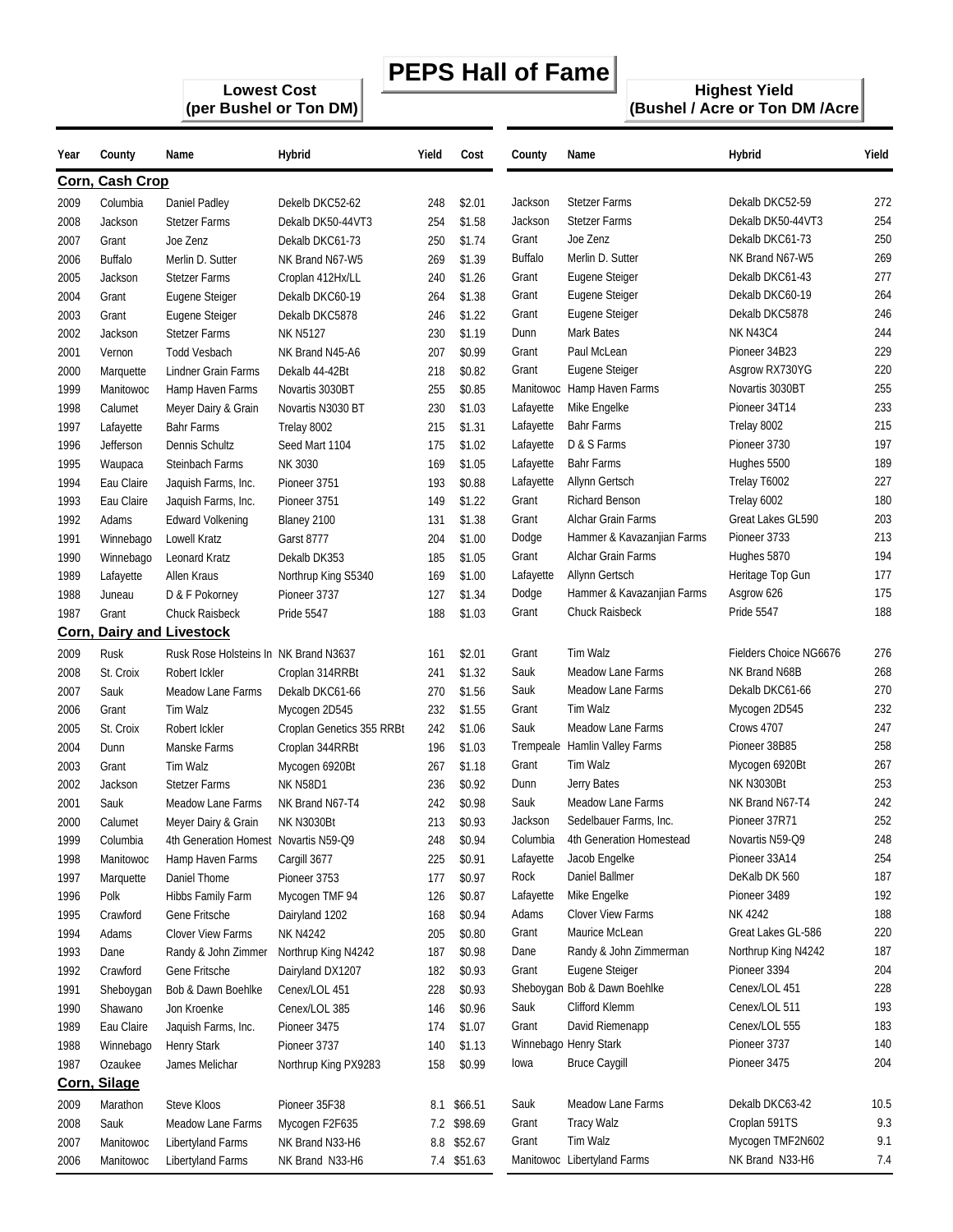# PEPS Hall of Fame

| Year | County | Name | Hybrid | Yield | Cost | County | Name | Hybrid | Yield |
|---|---|---|---|---|---|---|---|---|---|
| | **Lowest Cost (per Bushel or Ton DM)** | | | | | **Highest Yield (Bushel / Acre or Ton DM /Acre)** | | | |
| **Corn, Cash Crop** | | | | | | | | | |
| 2009 | Columbia | Daniel Padley | Dekelb DKC52-62 | 248 | $2.01 | Jackson | Stetzer Farms | Dekalb DKC52-59 | 272 |
| 2008 | Jackson | Stetzer Farms | Dekalb DK50-44VT3 | 254 | $1.58 | Jackson | Stetzer Farms | Dekalb DK50-44VT3 | 254 |
| 2007 | Grant | Joe Zenz | Dekalb DKC61-73 | 250 | $1.74 | Grant | Joe Zenz | Dekalb DKC61-73 | 250 |
| 2006 | Buffalo | Merlin D. Sutter | NK Brand N67-W5 | 269 | $1.39 | Buffalo | Merlin D. Sutter | NK Brand N67-W5 | 269 |
| 2005 | Jackson | Stetzer Farms | Croplan 412Hx/LL | 240 | $1.26 | Grant | Eugene Steiger | Dekalb DKC61-43 | 277 |
| 2004 | Grant | Eugene Steiger | Dekalb DKC60-19 | 264 | $1.38 | Grant | Eugene Steiger | Dekalb DKC60-19 | 264 |
| 2003 | Grant | Eugene Steiger | Dekalb DKC5878 | 246 | $1.22 | Grant | Eugene Steiger | Dekalb DKC5878 | 246 |
| 2002 | Jackson | Stetzer Farms | NK N5127 | 230 | $1.19 | Dunn | Mark Bates | NK N43C4 | 244 |
| 2001 | Vernon | Todd Vesbach | NK Brand N45-A6 | 207 | $0.99 | Grant | Paul McLean | Pioneer 34B23 | 229 |
| 2000 | Marquette | Lindner Grain Farms | Dekalb 44-42Bt | 218 | $0.82 | Grant | Eugene Steiger | Asgrow RX730YG | 220 |
| 1999 | Manitowoc | Hamp Haven Farms | Novartis 3030BT | 255 | $0.85 | Manitowoc | Hamp Haven Farms | Novartis 3030BT | 255 |
| 1998 | Calumet | Meyer Dairy & Grain | Novartis N3030 BT | 230 | $1.03 | Lafayette | Mike Engelke | Pioneer 34T14 | 233 |
| 1997 | Lafayette | Bahr Farms | Trelay 8002 | 215 | $1.31 | Lafayette | Bahr Farms | Trelay 8002 | 215 |
| 1996 | Jefferson | Dennis Schultz | Seed Mart 1104 | 175 | $1.02 | Lafayette | D & S Farms | Pioneer 3730 | 197 |
| 1995 | Waupaca | Steinbach Farms | NK 3030 | 169 | $1.05 | Lafayette | Bahr Farms | Hughes 5500 | 189 |
| 1994 | Eau Claire | Jaquish Farms, Inc. | Pioneer 3751 | 193 | $0.88 | Lafayette | Allynn Gertsch | Trelay T6002 | 227 |
| 1993 | Eau Claire | Jaquish Farms, Inc. | Pioneer 3751 | 149 | $1.22 | Grant | Richard Benson | Trelay 6002 | 180 |
| 1992 | Adams | Edward Volkening | Blaney 2100 | 131 | $1.38 | Grant | Alchar Grain Farms | Great Lakes GL590 | 203 |
| 1991 | Winnebago | Lowell Kratz | Garst 8777 | 204 | $1.00 | Dodge | Hammer & Kavazanjian Farms | Pioneer 3733 | 213 |
| 1990 | Winnebago | Leonard Kratz | Dekalb DK353 | 185 | $1.05 | Grant | Alchar Grain Farms | Hughes 5870 | 194 |
| 1989 | Lafayette | Allen Kraus | Northrup King S5340 | 169 | $1.00 | Lafayette | Allynn Gertsch | Heritage Top Gun | 177 |
| 1988 | Juneau | D & F Pokorney | Pioneer 3737 | 127 | $1.34 | Dodge | Hammer & Kavazanjian Farms | Asgrow 626 | 175 |
| 1987 | Grant | Chuck Raisbeck | Pride 5547 | 188 | $1.03 | Grant | Chuck Raisbeck | Pride 5547 | 188 |
| **Corn, Dairy and Livestock** | | | | | | | | | |
| 2009 | Rusk | Rusk Rose Holsteins In | NK Brand N3637 | 161 | $2.01 | Grant | Tim Walz | Fielders Choice NG6676 | 276 |
| 2008 | St. Croix | Robert Ickler | Croplan 314RRBt | 241 | $1.32 | Sauk | Meadow Lane Farms | NK Brand N68B | 268 |
| 2007 | Sauk | Meadow Lane Farms | Dekalb DKC61-66 | 270 | $1.56 | Sauk | Meadow Lane Farms | Dekalb DKC61-66 | 270 |
| 2006 | Grant | Tim Walz | Mycogen 2D545 | 232 | $1.55 | Grant | Tim Walz | Mycogen 2D545 | 232 |
| 2005 | St. Croix | Robert Ickler | Croplan Genetics 355 RRBt | 242 | $1.06 | Sauk | Meadow Lane Farms | Crows 4707 | 247 |
| 2004 | Dunn | Manske Farms | Croplan 344RRBt | 196 | $1.03 | Trempeale | Hamlin Valley Farms | Pioneer 38B85 | 258 |
| 2003 | Grant | Tim Walz | Mycogen 6920Bt | 267 | $1.18 | Grant | Tim Walz | Mycogen 6920Bt | 267 |
| 2002 | Jackson | Stetzer Farms | NK N58D1 | 236 | $0.92 | Dunn | Jerry Bates | NK N3030Bt | 253 |
| 2001 | Sauk | Meadow Lane Farms | NK Brand N67-T4 | 242 | $0.98 | Sauk | Meadow Lane Farms | NK Brand N67-T4 | 242 |
| 2000 | Calumet | Meyer Dairy & Grain | NK N3030Bt | 213 | $0.93 | Jackson | Sedelbauer Farms, Inc. | Pioneer 37R71 | 252 |
| 1999 | Columbia | 4th Generation Homest | Novartis N59-Q9 | 248 | $0.94 | Columbia | 4th Generation Homestead | Novartis N59-Q9 | 248 |
| 1998 | Manitowoc | Hamp Haven Farms | Cargill 3677 | 225 | $0.91 | Lafayette | Jacob Engelke | Pioneer 33A14 | 254 |
| 1997 | Marquette | Daniel Thome | Pioneer 3753 | 177 | $0.97 | Rock | Daniel Ballmer | DeKalb DK 560 | 187 |
| 1996 | Polk | Hibbs Family Farm | Mycogen TMF 94 | 126 | $0.87 | Lafayette | Mike Engelke | Pioneer 3489 | 192 |
| 1995 | Crawford | Gene Fritsche | Dairyland 1202 | 168 | $0.94 | Adams | Clover View Farms | NK 4242 | 188 |
| 1994 | Adams | Clover View Farms | NK N4242 | 205 | $0.80 | Grant | Maurice McLean | Great Lakes GL-586 | 220 |
| 1993 | Dane | Randy & John Zimmer | Northrup King N4242 | 187 | $0.98 | Dane | Randy & John Zimmerman | Northrup King N4242 | 187 |
| 1992 | Crawford | Gene Fritsche | Dairyland DX1207 | 182 | $0.93 | Grant | Eugene Steiger | Pioneer 3394 | 204 |
| 1991 | Sheboygan | Bob & Dawn Boehlke | Cenex/LOL 451 | 228 | $0.93 | Sheboygan | Bob & Dawn Boehlke | Cenex/LOL 451 | 228 |
| 1990 | Shawano | Jon Kroenke | Cenex/LOL 385 | 146 | $0.96 | Sauk | Clifford Klemm | Cenex/LOL 511 | 193 |
| 1989 | Eau Claire | Jaquish Farms, Inc. | Pioneer 3475 | 174 | $1.07 | Grant | David Riemenapp | Cenex/LOL 555 | 183 |
| 1988 | Winnebago | Henry Stark | Pioneer 3737 | 140 | $1.13 | Winnebago | Henry Stark | Pioneer 3737 | 140 |
| 1987 | Ozaukee | James Melichar | Northrup King PX9283 | 158 | $0.99 | Iowa | Bruce Caygill | Pioneer 3475 | 204 |
| **Corn, Silage** | | | | | | | | | |
| 2009 | Marathon | Steve Kloos | Pioneer 35F38 | 8.1 | $66.51 | Sauk | Meadow Lane Farms | Dekalb DKC63-42 | 10.5 |
| 2008 | Sauk | Meadow Lane Farms | Mycogen F2F635 | 7.2 | $98.69 | Grant | Tracy Walz | Croplan 591TS | 9.3 |
| 2007 | Manitowoc | Libertyland Farms | NK Brand N33-H6 | 8.8 | $52.67 | Grant | Tim Walz | Mycogen TMF2N602 | 9.1 |
| 2006 | Manitowoc | Libertyland Farms | NK Brand N33-H6 | 7.4 | $51.63 | Manitowoc | Libertyland Farms | NK Brand N33-H6 | 7.4 |